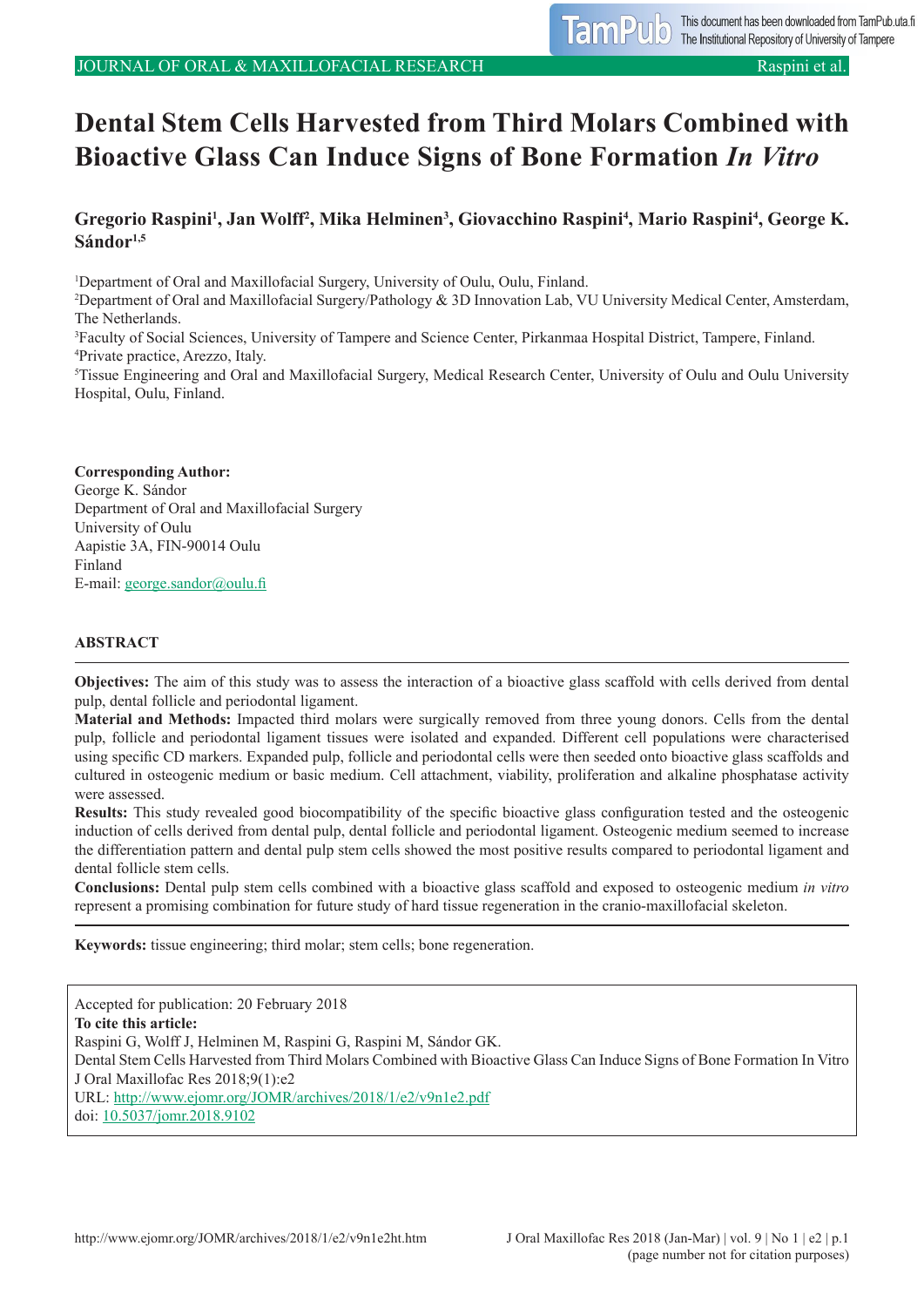# Dental Stem Cells Harvested from Third Molars Combined with Bioactive Glass Can Induce Signs of Bone Formation *In Vitro*

**Gregorio Raspini[1], Jan Wolff[2], Mika Helminen[3], Giovacchino Raspini[4], Mario Raspini[4], George K. Sándor[1,5]**

[1]Department of Oral and Maxillofacial Surgery, University of Oulu, Oulu, Finland.
[2]Department of Oral and Maxillofacial Surgery/Pathology & 3D Innovation Lab, VU University Medical Center, Amsterdam, The Netherlands.
[3]Faculty of Social Sciences, University of Tampere and Science Center, Pirkanmaa Hospital District, Tampere, Finland.
[4]Private practice, Arezzo, Italy.
[5]Tissue Engineering and Oral and Maxillofacial Surgery, Medical Research Center, University of Oulu and Oulu University Hospital, Oulu, Finland.

**Corresponding Author:**
George K. Sándor
Department of Oral and Maxillofacial Surgery
University of Oulu
Aapistie 3A, FIN-90014 Oulu
Finland
E-mail: george.sandor@oulu.fi

## ABSTRACT

**Objectives:** The aim of this study was to assess the interaction of a bioactive glass scaffold with cells derived from dental pulp, dental follicle and periodontal ligament.
**Material and Methods:** Impacted third molars were surgically removed from three young donors. Cells from the dental pulp, follicle and periodontal ligament tissues were isolated and expanded. Different cell populations were characterised using specific CD markers. Expanded pulp, follicle and periodontal cells were then seeded onto bioactive glass scaffolds and cultured in osteogenic medium or basic medium. Cell attachment, viability, proliferation and alkaline phosphatase activity were assessed.
**Results:** This study revealed good biocompatibility of the specific bioactive glass configuration tested and the osteogenic induction of cells derived from dental pulp, dental follicle and periodontal ligament. Osteogenic medium seemed to increase the differentiation pattern and dental pulp stem cells showed the most positive results compared to periodontal ligament and dental follicle stem cells.
**Conclusions:** Dental pulp stem cells combined with a bioactive glass scaffold and exposed to osteogenic medium *in vitro* represent a promising combination for future study of hard tissue regeneration in the cranio-maxillofacial skeleton.

**Keywords:** tissue engineering; third molar; stem cells; bone regeneration.

Accepted for publication: 20 February 2018
**To cite this article:**
Raspini G, Wolff J, Helminen M, Raspini G, Raspini M, Sándor GK.
Dental Stem Cells Harvested from Third Molars Combined with Bioactive Glass Can Induce Signs of Bone Formation In Vitro
J Oral Maxillofac Res 2018;9(1):e2
URL: http://www.ejomr.org/JOMR/archives/2018/1/e2/v9n1e2.pdf
doi: 10.5037/jomr.2018.9102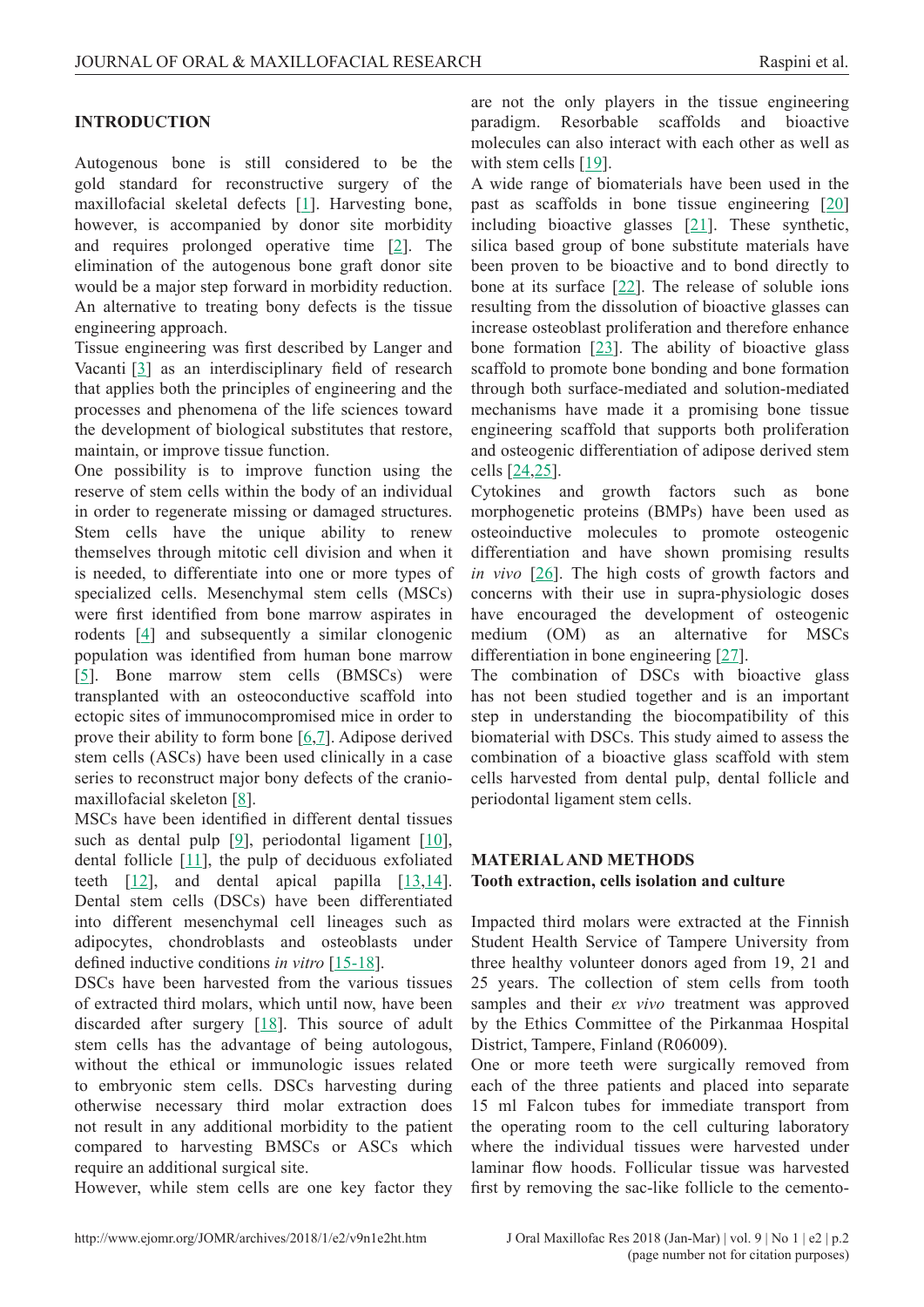## INTRODUCTION

Autogenous bone is still considered to be the gold standard for reconstructive surgery of the maxillofacial skeletal defects [1]. Harvesting bone, however, is accompanied by donor site morbidity and requires prolonged operative time [2]. The elimination of the autogenous bone graft donor site would be a major step forward in morbidity reduction. An alternative to treating bony defects is the tissue engineering approach.

Tissue engineering was first described by Langer and Vacanti [3] as an interdisciplinary field of research that applies both the principles of engineering and the processes and phenomena of the life sciences toward the development of biological substitutes that restore, maintain, or improve tissue function.

One possibility is to improve function using the reserve of stem cells within the body of an individual in order to regenerate missing or damaged structures. Stem cells have the unique ability to renew themselves through mitotic cell division and when it is needed, to differentiate into one or more types of specialized cells. Mesenchymal stem cells (MSCs) were first identified from bone marrow aspirates in rodents [4] and subsequently a similar clonogenic population was identified from human bone marrow [5]. Bone marrow stem cells (BMSCs) were transplanted with an osteoconductive scaffold into ectopic sites of immunocompromised mice in order to prove their ability to form bone [6,7]. Adipose derived stem cells (ASCs) have been used clinically in a case series to reconstruct major bony defects of the cranio-maxillofacial skeleton [8].

MSCs have been identified in different dental tissues such as dental pulp [9], periodontal ligament [10], dental follicle [11], the pulp of deciduous exfoliated teeth [12], and dental apical papilla [13,14]. Dental stem cells (DSCs) have been differentiated into different mesenchymal cell lineages such as adipocytes, chondroblasts and osteoblasts under defined inductive conditions *in vitro* [15-18].

DSCs have been harvested from the various tissues of extracted third molars, which until now, have been discarded after surgery [18]. This source of adult stem cells has the advantage of being autologous, without the ethical or immunologic issues related to embryonic stem cells. DSCs harvesting during otherwise necessary third molar extraction does not result in any additional morbidity to the patient compared to harvesting BMSCs or ASCs which require an additional surgical site.

However, while stem cells are one key factor they are not the only players in the tissue engineering paradigm. Resorbable scaffolds and bioactive molecules can also interact with each other as well as with stem cells [19].

A wide range of biomaterials have been used in the past as scaffolds in bone tissue engineering [20] including bioactive glasses [21]. These synthetic, silica based group of bone substitute materials have been proven to be bioactive and to bond directly to bone at its surface [22]. The release of soluble ions resulting from the dissolution of bioactive glasses can increase osteoblast proliferation and therefore enhance bone formation [23]. The ability of bioactive glass scaffold to promote bone bonding and bone formation through both surface-mediated and solution-mediated mechanisms have made it a promising bone tissue engineering scaffold that supports both proliferation and osteogenic differentiation of adipose derived stem cells [24,25].

Cytokines and growth factors such as bone morphogenetic proteins (BMPs) have been used as osteoinductive molecules to promote osteogenic differentiation and have shown promising results *in vivo* [26]. The high costs of growth factors and concerns with their use in supra-physiologic doses have encouraged the development of osteogenic medium (OM) as an alternative for MSCs differentiation in bone engineering [27].

The combination of DSCs with bioactive glass has not been studied together and is an important step in understanding the biocompatibility of this biomaterial with DSCs. This study aimed to assess the combination of a bioactive glass scaffold with stem cells harvested from dental pulp, dental follicle and periodontal ligament stem cells.

## MATERIAL AND METHODS

### Tooth extraction, cells isolation and culture

Impacted third molars were extracted at the Finnish Student Health Service of Tampere University from three healthy volunteer donors aged from 19, 21 and 25 years. The collection of stem cells from tooth samples and their *ex vivo* treatment was approved by the Ethics Committee of the Pirkanmaa Hospital District, Tampere, Finland (R06009).

One or more teeth were surgically removed from each of the three patients and placed into separate 15 ml Falcon tubes for immediate transport from the operating room to the cell culturing laboratory where the individual tissues were harvested under laminar flow hoods. Follicular tissue was harvested first by removing the sac-like follicle to the cemento-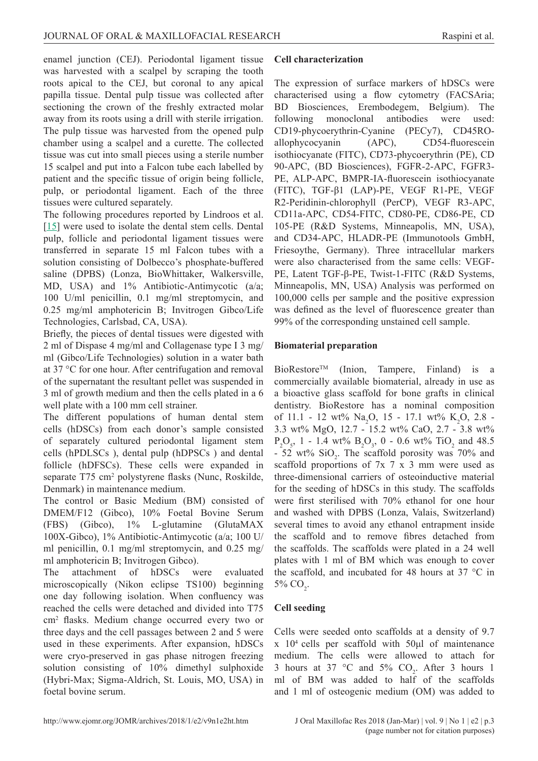enamel junction (CEJ). Periodontal ligament tissue was harvested with a scalpel by scraping the tooth roots apical to the CEJ, but coronal to any apical papilla tissue. Dental pulp tissue was collected after sectioning the crown of the freshly extracted molar away from its roots using a drill with sterile irrigation. The pulp tissue was harvested from the opened pulp chamber using a scalpel and a curette. The collected tissue was cut into small pieces using a sterile number 15 scalpel and put into a Falcon tube each labelled by patient and the specific tissue of origin being follicle, pulp, or periodontal ligament. Each of the three tissues were cultured separately.

The following procedures reported by Lindroos et al. [15] were used to isolate the dental stem cells. Dental pulp, follicle and periodontal ligament tissues were transferred in separate 15 ml Falcon tubes with a solution consisting of Dolbecco's phosphate-buffered saline (DPBS) (Lonza, BioWhittaker, Walkersville, MD, USA) and 1% Antibiotic-Antimycotic (a/a; 100 U/ml penicillin, 0.1 mg/ml streptomycin, and 0.25 mg/ml amphotericin B; Invitrogen Gibco/Life Technologies, Carlsbad, CA, USA).

Briefly, the pieces of dental tissues were digested with 2 ml of Dispase 4 mg/ml and Collagenase type I 3 mg/ml (Gibco/Life Technologies) solution in a water bath at 37 °C for one hour. After centrifugation and removal of the supernatant the resultant pellet was suspended in 3 ml of growth medium and then the cells plated in a 6 well plate with a 100 mm cell strainer.

The different populations of human dental stem cells (hDSCs) from each donor's sample consisted of separately cultured periodontal ligament stem cells (hPDLSCs ), dental pulp (hDPSCs ) and dental follicle (hDFSCs). These cells were expanded in separate T75 $cm^2$ polystyrene flasks (Nunc, Roskilde, Denmark) in maintenance medium.

The control or Basic Medium (BM) consisted of DMEM/F12 (Gibco), 10% Foetal Bovine Serum (FBS) (Gibco), 1% L-glutamine (GlutaMAX 100X-Gibco), 1% Antibiotic-Antimycotic (a/a; 100 U/ml penicillin, 0.1 mg/ml streptomycin, and 0.25 mg/ml amphotericin B; Invitrogen Gibco).

The attachment of hDSCs were evaluated microscopically (Nikon eclipse TS100) beginning one day following isolation. When confluency was reached the cells were detached and divided into T75 $cm^2$ flasks. Medium change occurred every two or three days and the cell passages between 2 and 5 were used in these experiments. After expansion, hDSCs were cryo-preserved in gas phase nitrogen freezing solution consisting of 10% dimethyl sulphoxide (Hybri-Max; Sigma-Aldrich, St. Louis, MO, USA) in foetal bovine serum.

**Cell characterization**

The expression of surface markers of hDSCs were characterised using a flow cytometry (FACSAria; BD Biosciences, Erembodegem, Belgium). The following monoclonal antibodies were used: CD19-phycoerythrin-Cyanine (PECy7), CD45RO-allophycocyanin (APC), CD54-fluorescein isothiocyanate (FITC), CD73-phycoerythrin (PE), CD 90-APC, (BD Biosciences), FGFR-2-APC, FGFR3-PE, ALP-APC, BMPR-IA-fluorescein isothiocyanate (FITC), TGF-β1 (LAP)-PE, VEGF R1-PE, VEGF R2-Peridinin-chlorophyll (PerCP), VEGF R3-APC, CD11a-APC, CD54-FITC, CD80-PE, CD86-PE, CD 105-PE (R&D Systems, Minneapolis, MN, USA), and CD34-APC, HLADR-PE (Immunotools GmbH, Friesoythe, Germany). Three intracellular markers were also characterised from the same cells: VEGF-PE, Latent TGF-β-PE, Twist-1-FITC (R&D Systems, Minneapolis, MN, USA) Analysis was performed on 100,000 cells per sample and the positive expression was defined as the level of fluorescence greater than 99% of the corresponding unstained cell sample.

**Biomaterial preparation**

BioRestore™ (Inion, Tampere, Finland) is a commercially available biomaterial, already in use as a bioactive glass scaffold for bone grafts in clinical dentistry. BioRestore has a nominal composition of 11.1 - 12 wt% $Na_2O$, 15 - 17.1 wt% $K_2O$, 2.8 - 3.3 wt% MgO, 12.7 - 15.2 wt% CaO, 2.7 - 3.8 wt% $P_2O_5$, 1 - 1.4 wt% $B_2O_3$, 0 - 0.6 wt% $TiO_2$ and 48.5 - 52 wt% $SiO_2$. The scaffold porosity was 70% and scaffold proportions of 7x 7 x 3 mm were used as three-dimensional carriers of osteoinductive material for the seeding of hDSCs in this study. The scaffolds were first sterilised with 70% ethanol for one hour and washed with DPBS (Lonza, Valais, Switzerland) several times to avoid any ethanol entrapment inside the scaffold and to remove fibres detached from the scaffolds. The scaffolds were plated in a 24 well plates with 1 ml of BM which was enough to cover the scaffold, and incubated for 48 hours at 37 °C in 5% $CO_2$.

**Cell seeding**

Cells were seeded onto scaffolds at a density of 9.7 x $10^4$ cells per scaffold with 50μl of maintenance medium. The cells were allowed to attach for 3 hours at 37 °C and 5% $CO_2$. After 3 hours 1 ml of BM was added to half of the scaffolds and 1 ml of osteogenic medium (OM) was added to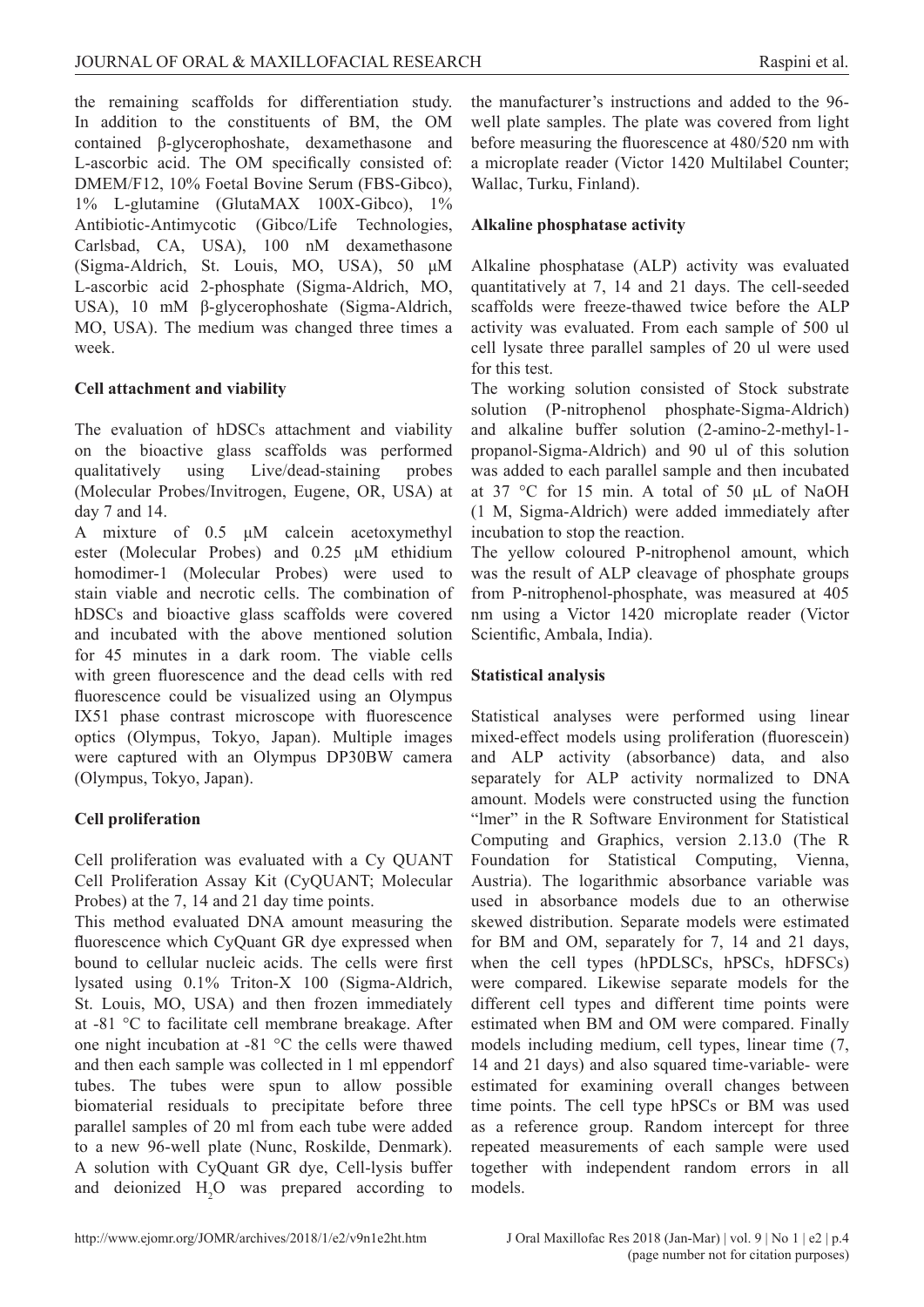the remaining scaffolds for differentiation study. In addition to the constituents of BM, the OM contained β-glycerophoshate, dexamethasone and L-ascorbic acid. The OM specifically consisted of: DMEM/F12, 10% Foetal Bovine Serum (FBS-Gibco), 1% L-glutamine (GlutaMAX 100X-Gibco), 1% Antibiotic-Antimycotic (Gibco/Life Technologies, Carlsbad, CA, USA), 100 nM dexamethasone (Sigma-Aldrich, St. Louis, MO, USA), 50 µM L-ascorbic acid 2-phosphate (Sigma-Aldrich, MO, USA), 10 mM β-glycerophoshate (Sigma-Aldrich, MO, USA). The medium was changed three times a week.

**Cell attachment and viability**

The evaluation of hDSCs attachment and viability on the bioactive glass scaffolds was performed qualitatively using Live/dead-staining probes (Molecular Probes/Invitrogen, Eugene, OR, USA) at day 7 and 14.

A mixture of 0.5 µM calcein acetoxymethyl ester (Molecular Probes) and 0.25 µM ethidium homodimer-1 (Molecular Probes) were used to stain viable and necrotic cells. The combination of hDSCs and bioactive glass scaffolds were covered and incubated with the above mentioned solution for 45 minutes in a dark room. The viable cells with green fluorescence and the dead cells with red fluorescence could be visualized using an Olympus IX51 phase contrast microscope with fluorescence optics (Olympus, Tokyo, Japan). Multiple images were captured with an Olympus DP30BW camera (Olympus, Tokyo, Japan).

**Cell proliferation**

Cell proliferation was evaluated with a Cy QUANT Cell Proliferation Assay Kit (CyQUANT; Molecular Probes) at the 7, 14 and 21 day time points.

This method evaluated DNA amount measuring the fluorescence which CyQuant GR dye expressed when bound to cellular nucleic acids. The cells were first lysated using 0.1% Triton-X 100 (Sigma-Aldrich, St. Louis, MO, USA) and then frozen immediately at -81 °C to facilitate cell membrane breakage. After one night incubation at -81 °C the cells were thawed and then each sample was collected in 1 ml eppendorf tubes. The tubes were spun to allow possible biomaterial residuals to precipitate before three parallel samples of 20 ml from each tube were added to a new 96-well plate (Nunc, Roskilde, Denmark). A solution with CyQuant GR dye, Cell-lysis buffer and deionized $H_2O$ was prepared according to the manufacturer's instructions and added to the 96-well plate samples. The plate was covered from light before measuring the fluorescence at 480/520 nm with a microplate reader (Victor 1420 Multilabel Counter; Wallac, Turku, Finland).

**Alkaline phosphatase activity**

Alkaline phosphatase (ALP) activity was evaluated quantitatively at 7, 14 and 21 days. The cell-seeded scaffolds were freeze-thawed twice before the ALP activity was evaluated. From each sample of 500 ul cell lysate three parallel samples of 20 ul were used for this test.

The working solution consisted of Stock substrate solution (P-nitrophenol phosphate-Sigma-Aldrich) and alkaline buffer solution (2-amino-2-methyl-1-propanol-Sigma-Aldrich) and 90 ul of this solution was added to each parallel sample and then incubated at 37 °C for 15 min. A total of 50 µL of NaOH (1 M, Sigma-Aldrich) were added immediately after incubation to stop the reaction.

The yellow coloured P-nitrophenol amount, which was the result of ALP cleavage of phosphate groups from P-nitrophenol-phosphate, was measured at 405 nm using a Victor 1420 microplate reader (Victor Scientific, Ambala, India).

**Statistical analysis**

Statistical analyses were performed using linear mixed-effect models using proliferation (fluorescein) and ALP activity (absorbance) data, and also separately for ALP activity normalized to DNA amount. Models were constructed using the function "lmer" in the R Software Environment for Statistical Computing and Graphics, version 2.13.0 (The R Foundation for Statistical Computing, Vienna, Austria). The logarithmic absorbance variable was used in absorbance models due to an otherwise skewed distribution. Separate models were estimated for BM and OM, separately for 7, 14 and 21 days, when the cell types (hPDLSCs, hPSCs, hDFSCs) were compared. Likewise separate models for the different cell types and different time points were estimated when BM and OM were compared. Finally models including medium, cell types, linear time (7, 14 and 21 days) and also squared time-variable- were estimated for examining overall changes between time points. The cell type hPSCs or BM was used as a reference group. Random intercept for three repeated measurements of each sample were used together with independent random errors in all models.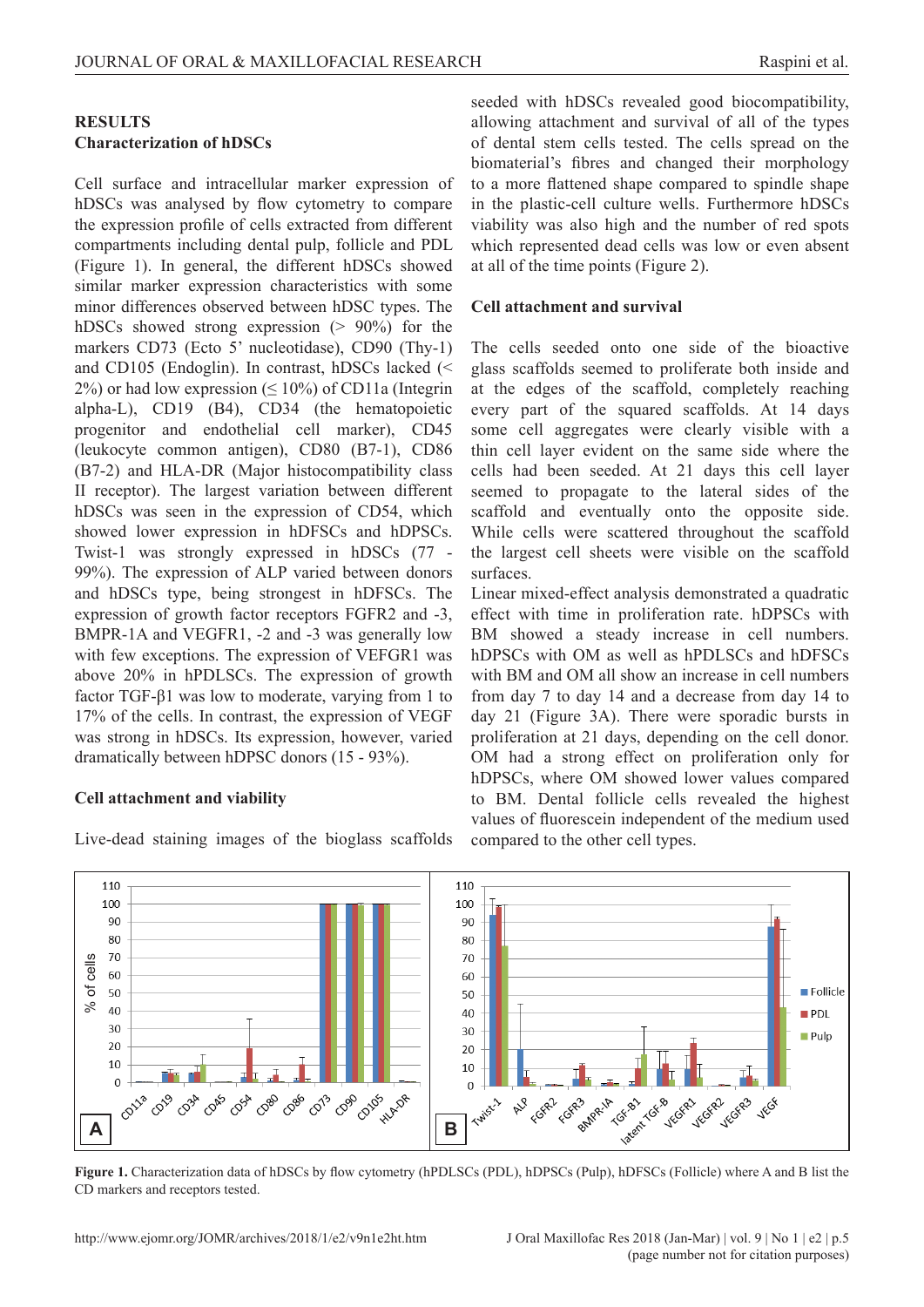## RESULTS

### Characterization of hDSCs

Cell surface and intracellular marker expression of hDSCs was analysed by flow cytometry to compare the expression profile of cells extracted from different compartments including dental pulp, follicle and PDL (Figure 1). In general, the different hDSCs showed similar marker expression characteristics with some minor differences observed between hDSC types. The hDSCs showed strong expression (> 90%) for the markers CD73 (Ecto 5' nucleotidase), CD90 (Thy-1) and CD105 (Endoglin). In contrast, hDSCs lacked (< 2%) or had low expression (≤ 10%) of CD11a (Integrin alpha-L), CD19 (B4), CD34 (the hematopoietic progenitor and endothelial cell marker), CD45 (leukocyte common antigen), CD80 (B7-1), CD86 (B7-2) and HLA-DR (Major histocompatibility class II receptor). The largest variation between different hDSCs was seen in the expression of CD54, which showed lower expression in hDFSCs and hDPSCs. Twist-1 was strongly expressed in hDSCs (77 - 99%). The expression of ALP varied between donors and hDSCs type, being strongest in hDFSCs. The expression of growth factor receptors FGFR2 and -3, BMPR-1A and VEGFR1, -2 and -3 was generally low with few exceptions. The expression of VEFGR1 was above 20% in hPDLSCs. The expression of growth factor TGF-β1 was low to moderate, varying from 1 to 17% of the cells. In contrast, the expression of VEGF was strong in hDSCs. Its expression, however, varied dramatically between hDPSC donors (15 - 93%).

### Cell attachment and viability

Live-dead staining images of the bioglass scaffolds seeded with hDSCs revealed good biocompatibility, allowing attachment and survival of all of the types of dental stem cells tested. The cells spread on the biomaterial's fibres and changed their morphology to a more flattened shape compared to spindle shape in the plastic-cell culture wells. Furthermore hDSCs viability was also high and the number of red spots which represented dead cells was low or even absent at all of the time points (Figure 2).

### Cell attachment and survival

The cells seeded onto one side of the bioactive glass scaffolds seemed to proliferate both inside and at the edges of the scaffold, completely reaching every part of the squared scaffolds. At 14 days some cell aggregates were clearly visible with a thin cell layer evident on the same side where the cells had been seeded. At 21 days this cell layer seemed to propagate to the lateral sides of the scaffold and eventually onto the opposite side. While cells were scattered throughout the scaffold the largest cell sheets were visible on the scaffold surfaces.

Linear mixed-effect analysis demonstrated a quadratic effect with time in proliferation rate. hDPSCs with BM showed a steady increase in cell numbers. hDPSCs with OM as well as hPDLSCs and hDFSCs with BM and OM all show an increase in cell numbers from day 7 to day 14 and a decrease from day 14 to day 21 (Figure 3A). There were sporadic bursts in proliferation at 21 days, depending on the cell donor. OM had a strong effect on proliferation only for hDPSCs, where OM showed lower values compared to BM. Dental follicle cells revealed the highest values of fluorescein independent of the medium used compared to the other cell types.

**Figure 1.** Characterization data of hDSCs by flow cytometry (hPDLSCs (PDL), hDPSCs (Pulp), hDFSCs (Follicle) where A and B list the CD markers and receptors tested.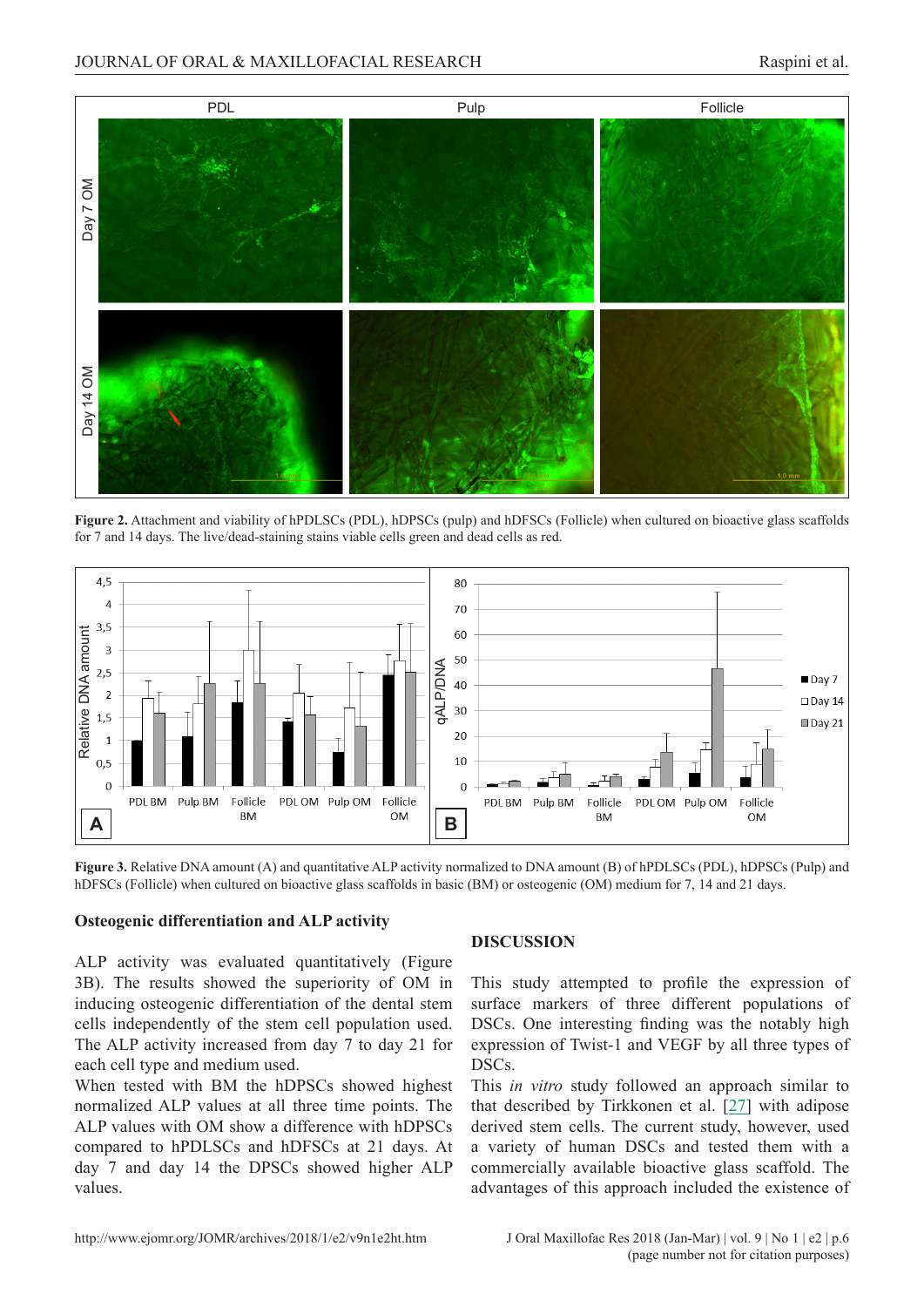**Figure 2.** Attachment and viability of hPDLSCs (PDL), hDPSCs (pulp) and hDFSCs (Follicle) when cultured on bioactive glass scaffolds for 7 and 14 days. The live/dead-staining stains viable cells green and dead cells as red.

**Figure 3.** Relative DNA amount (A) and quantitative ALP activity normalized to DNA amount (B) of hPDLSCs (PDL), hDPSCs (Pulp) and hDFSCs (Follicle) when cultured on bioactive glass scaffolds in basic (BM) or osteogenic (OM) medium for 7, 14 and 21 days.

### Osteogenic differentiation and ALP activity

ALP activity was evaluated quantitatively (Figure 3B). The results showed the superiority of OM in inducing osteogenic differentiation of the dental stem cells independently of the stem cell population used. The ALP activity increased from day 7 to day 21 for each cell type and medium used.

When tested with BM the hDPSCs showed highest normalized ALP values at all three time points. The ALP values with OM show a difference with hDPSCs compared to hPDLSCs and hDFSCs at 21 days. At day 7 and day 14 the DPSCs showed higher ALP values.

## DISCUSSION

This study attempted to profile the expression of surface markers of three different populations of DSCs. One interesting finding was the notably high expression of Twist-1 and VEGF by all three types of DSCs.

This *in vitro* study followed an approach similar to that described by Tirkkonen et al. [27] with adipose derived stem cells. The current study, however, used a variety of human DSCs and tested them with a commercially available bioactive glass scaffold. The advantages of this approach included the existence of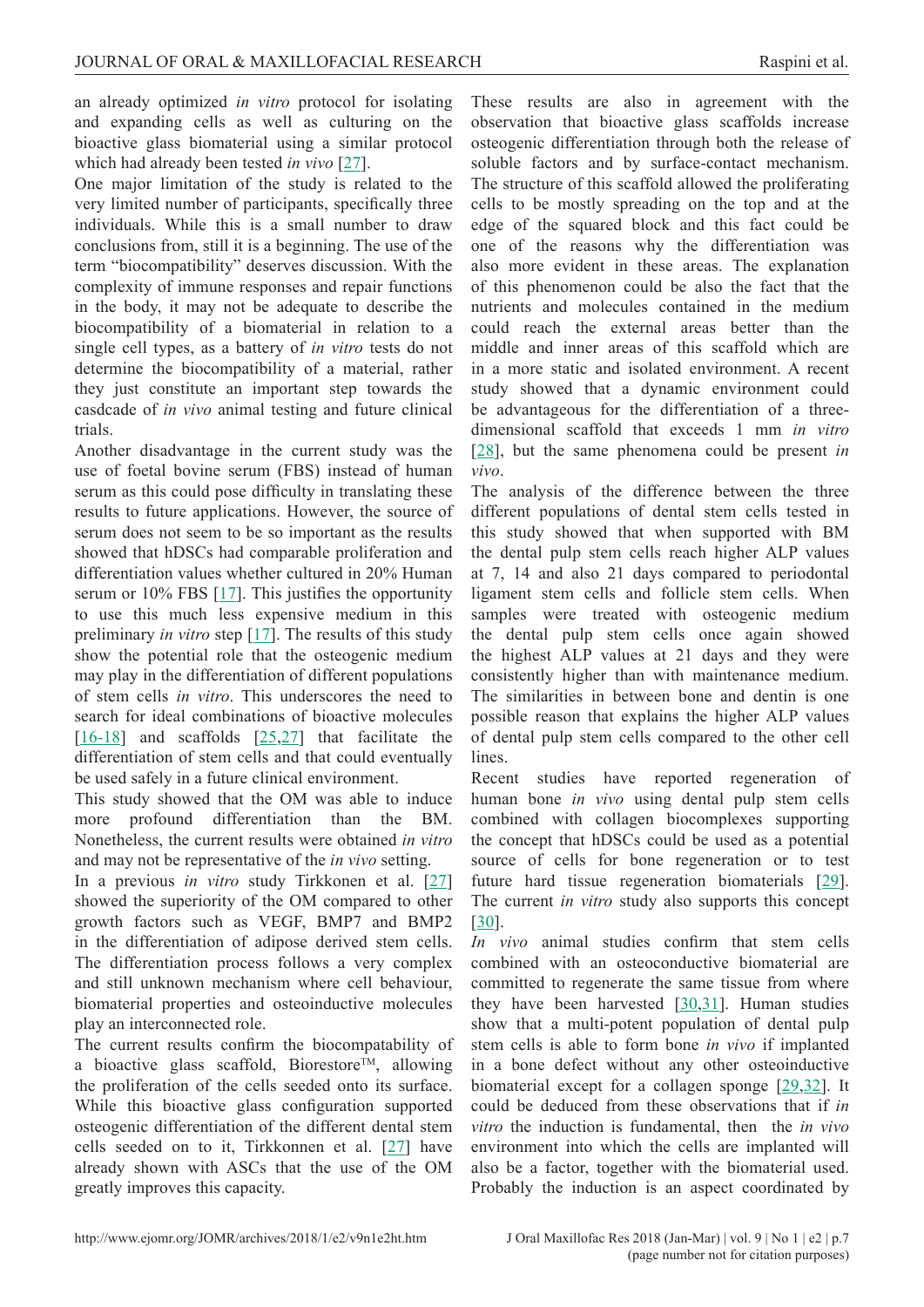an already optimized *in vitro* protocol for isolating and expanding cells as well as culturing on the bioactive glass biomaterial using a similar protocol which had already been tested *in vivo* [27].

One major limitation of the study is related to the very limited number of participants, specifically three individuals. While this is a small number to draw conclusions from, still it is a beginning. The use of the term "biocompatibility" deserves discussion. With the complexity of immune responses and repair functions in the body, it may not be adequate to describe the biocompatibility of a biomaterial in relation to a single cell types, as a battery of *in vitro* tests do not determine the biocompatibility of a material, rather they just constitute an important step towards the casdcade of *in vivo* animal testing and future clinical trials.

Another disadvantage in the current study was the use of foetal bovine serum (FBS) instead of human serum as this could pose difficulty in translating these results to future applications. However, the source of serum does not seem to be so important as the results showed that hDSCs had comparable proliferation and differentiation values whether cultured in 20% Human serum or 10% FBS [17]. This justifies the opportunity to use this much less expensive medium in this preliminary *in vitro* step [17]. The results of this study show the potential role that the osteogenic medium may play in the differentiation of different populations of stem cells *in vitro*. This underscores the need to search for ideal combinations of bioactive molecules [16-18] and scaffolds [25,27] that facilitate the differentiation of stem cells and that could eventually be used safely in a future clinical environment.

This study showed that the OM was able to induce more profound differentiation than the BM. Nonetheless, the current results were obtained *in vitro* and may not be representative of the *in vivo* setting.

In a previous *in vitro* study Tirkkonen et al. [27] showed the superiority of the OM compared to other growth factors such as VEGF, BMP7 and BMP2 in the differentiation of adipose derived stem cells. The differentiation process follows a very complex and still unknown mechanism where cell behaviour, biomaterial properties and osteoinductive molecules play an interconnected role.

The current results confirm the biocompatability of a bioactive glass scaffold, Biorestore™, allowing the proliferation of the cells seeded onto its surface. While this bioactive glass configuration supported osteogenic differentiation of the different dental stem cells seeded on to it, Tirkkonnen et al. [27] have already shown with ASCs that the use of the OM greatly improves this capacity.

These results are also in agreement with the observation that bioactive glass scaffolds increase osteogenic differentiation through both the release of soluble factors and by surface-contact mechanism. The structure of this scaffold allowed the proliferating cells to be mostly spreading on the top and at the edge of the squared block and this fact could be one of the reasons why the differentiation was also more evident in these areas. The explanation of this phenomenon could be also the fact that the nutrients and molecules contained in the medium could reach the external areas better than the middle and inner areas of this scaffold which are in a more static and isolated environment. A recent study showed that a dynamic environment could be advantageous for the differentiation of a three-dimensional scaffold that exceeds 1 mm *in vitro* [28], but the same phenomena could be present *in vivo*.

The analysis of the difference between the three different populations of dental stem cells tested in this study showed that when supported with BM the dental pulp stem cells reach higher ALP values at 7, 14 and also 21 days compared to periodontal ligament stem cells and follicle stem cells. When samples were treated with osteogenic medium the dental pulp stem cells once again showed the highest ALP values at 21 days and they were consistently higher than with maintenance medium. The similarities in between bone and dentin is one possible reason that explains the higher ALP values of dental pulp stem cells compared to the other cell lines.

Recent studies have reported regeneration of human bone *in vivo* using dental pulp stem cells combined with collagen biocomplexes supporting the concept that hDSCs could be used as a potential source of cells for bone regeneration or to test future hard tissue regeneration biomaterials [29]. The current *in vitro* study also supports this concept [30].

*In vivo* animal studies confirm that stem cells combined with an osteoconductive biomaterial are committed to regenerate the same tissue from where they have been harvested [30,31]. Human studies show that a multi-potent population of dental pulp stem cells is able to form bone *in vivo* if implanted in a bone defect without any other osteoinductive biomaterial except for a collagen sponge [29,32]. It could be deduced from these observations that if *in vitro* the induction is fundamental, then the *in vivo* environment into which the cells are implanted will also be a factor, together with the biomaterial used. Probably the induction is an aspect coordinated by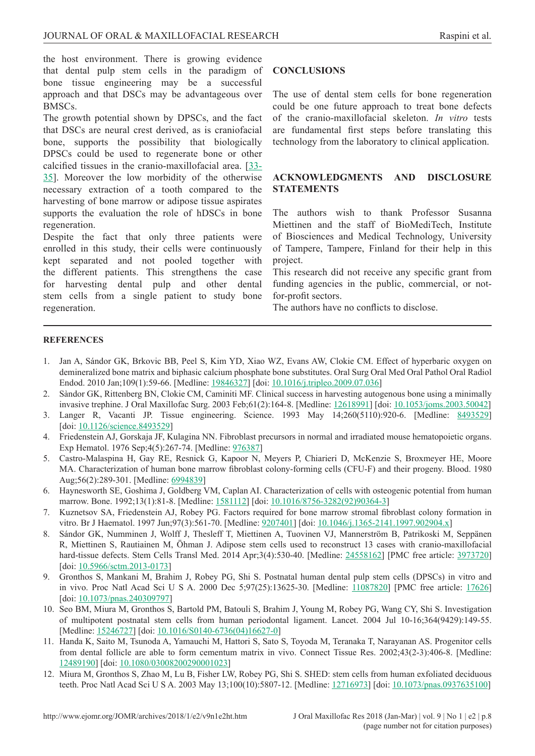the host environment. There is growing evidence that dental pulp stem cells in the paradigm of bone tissue engineering may be a successful approach and that DSCs may be advantageous over BMSCs.

The growth potential shown by DPSCs, and the fact that DSCs are neural crest derived, as is craniofacial bone, supports the possibility that biologically DPSCs could be used to regenerate bone or other calcified tissues in the cranio-maxillofacial area. [33-35]. Moreover the low morbidity of the otherwise necessary extraction of a tooth compared to the harvesting of bone marrow or adipose tissue aspirates supports the evaluation the role of hDSCs in bone regeneration.

Despite the fact that only three patients were enrolled in this study, their cells were continuously kept separated and not pooled together with the different patients. This strengthens the case for harvesting dental pulp and other dental stem cells from a single patient to study bone regeneration.

## CONCLUSIONS

The use of dental stem cells for bone regeneration could be one future approach to treat bone defects of the cranio-maxillofacial skeleton. *In vitro* tests are fundamental first steps before translating this technology from the laboratory to clinical application.

## ACKNOWLEDGMENTS AND DISCLOSURE STATEMENTS

The authors wish to thank Professor Susanna Miettinen and the staff of BioMediTech, Institute of Biosciences and Medical Technology, University of Tampere, Tampere, Finland for their help in this project.

This research did not receive any specific grant from funding agencies in the public, commercial, or not-for-profit sectors.

The authors have no conflicts to disclose.

## REFERENCES

1. Jan A, Sándor GK, Brkovic BB, Peel S, Kim YD, Xiao WZ, Evans AW, Clokie CM. Effect of hyperbaric oxygen on demineralized bone matrix and biphasic calcium phosphate bone substitutes. Oral Surg Oral Med Oral Pathol Oral Radiol Endod. 2010 Jan;109(1):59-66. [Medline: 19846327] [doi: 10.1016/j.tripleo.2009.07.036]
2. Sàndor GK, Rittenberg BN, Clokie CM, Caminiti MF. Clinical success in harvesting autogenous bone using a minimally invasive trephine. J Oral Maxillofac Surg. 2003 Feb;61(2):164-8. [Medline: 12618991] [doi: 10.1053/joms.2003.50042]
3. Langer R, Vacanti JP. Tissue engineering. Science. 1993 May 14;260(5110):920-6. [Medline: 8493529] [doi: 10.1126/science.8493529]
4. Friedenstein AJ, Gorskaja JF, Kulagina NN. Fibroblast precursors in normal and irradiated mouse hematopoietic organs. Exp Hematol. 1976 Sep;4(5):267-74. [Medline: 976387]
5. Castro-Malaspina H, Gay RE, Resnick G, Kapoor N, Meyers P, Chiarieri D, McKenzie S, Broxmeyer HE, Moore MA. Characterization of human bone marrow fibroblast colony-forming cells (CFU-F) and their progeny. Blood. 1980 Aug;56(2):289-301. [Medline: 6994839]
6. Haynesworth SE, Goshima J, Goldberg VM, Caplan AI. Characterization of cells with osteogenic potential from human marrow. Bone. 1992;13(1):81-8. [Medline: 1581112] [doi: 10.1016/8756-3282(92)90364-3]
7. Kuznetsov SA, Friedenstein AJ, Robey PG. Factors required for bone marrow stromal fibroblast colony formation in vitro. Br J Haematol. 1997 Jun;97(3):561-70. [Medline: 9207401] [doi: 10.1046/j.1365-2141.1997.902904.x]
8. Sándor GK, Numminen J, Wolff J, Thesleff T, Miettinen A, Tuovinen VJ, Mannerström B, Patrikoski M, Seppänen R, Miettinen S, Rautiainen M, Öhman J. Adipose stem cells used to reconstruct 13 cases with cranio-maxillofacial hard-tissue defects. Stem Cells Transl Med. 2014 Apr;3(4):530-40. [Medline: 24558162] [PMC free article: 3973720] [doi: 10.5966/sctm.2013-0173]
9. Gronthos S, Mankani M, Brahim J, Robey PG, Shi S. Postnatal human dental pulp stem cells (DPSCs) in vitro and in vivo. Proc Natl Acad Sci U S A. 2000 Dec 5;97(25):13625-30. [Medline: 11087820] [PMC free article: 17626] [doi: 10.1073/pnas.240309797]
10. Seo BM, Miura M, Gronthos S, Bartold PM, Batouli S, Brahim J, Young M, Robey PG, Wang CY, Shi S. Investigation of multipotent postnatal stem cells from human periodontal ligament. Lancet. 2004 Jul 10-16;364(9429):149-55. [Medline: 15246727] [doi: 10.1016/S0140-6736(04)16627-0]
11. Handa K, Saito M, Tsunoda A, Yamauchi M, Hattori S, Sato S, Toyoda M, Teranaka T, Narayanan AS. Progenitor cells from dental follicle are able to form cementum matrix in vivo. Connect Tissue Res. 2002;43(2-3):406-8. [Medline: 12489190] [doi: 10.1080/03008200290001023]
12. Miura M, Gronthos S, Zhao M, Lu B, Fisher LW, Robey PG, Shi S. SHED: stem cells from human exfoliated deciduous teeth. Proc Natl Acad Sci U S A. 2003 May 13;100(10):5807-12. [Medline: 12716973] [doi: 10.1073/pnas.0937635100]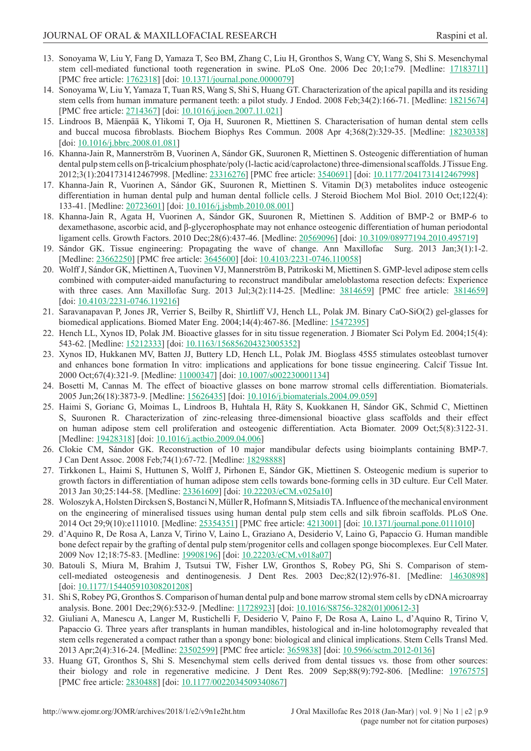13. Sonoyama W, Liu Y, Fang D, Yamaza T, Seo BM, Zhang C, Liu H, Gronthos S, Wang CY, Wang S, Shi S. Mesenchymal stem cell-mediated functional tooth regeneration in swine. PLoS One. 2006 Dec 20;1:e79. [Medline: 17183711] [PMC free article: 1762318] [doi: 10.1371/journal.pone.0000079]
14. Sonoyama W, Liu Y, Yamaza T, Tuan RS, Wang S, Shi S, Huang GT. Characterization of the apical papilla and its residing stem cells from human immature permanent teeth: a pilot study. J Endod. 2008 Feb;34(2):166-71. [Medline: 18215674] [PMC free article: 2714367] [doi: 10.1016/j.joen.2007.11.021]
15. Lindroos B, Mäenpää K, Ylikomi T, Oja H, Suuronen R, Miettinen S. Characterisation of human dental stem cells and buccal mucosa fibroblasts. Biochem Biophys Res Commun. 2008 Apr 4;368(2):329-35. [Medline: 18230338] [doi: 10.1016/j.bbrc.2008.01.081]
16. Khanna-Jain R, Mannerström B, Vuorinen A, Sándor GK, Suuronen R, Miettinen S. Osteogenic differentiation of human dental pulp stem cells on β-tricalcium phosphate/poly (l-lactic acid/caprolactone) three-dimensional scaffolds. J Tissue Eng. 2012;3(1):2041731412467998. [Medline: 23316276] [PMC free article: 3540691] [doi: 10.1177/2041731412467998]
17. Khanna-Jain R, Vuorinen A, Sándor GK, Suuronen R, Miettinen S. Vitamin D(3) metabolites induce osteogenic differentiation in human dental pulp and human dental follicle cells. J Steroid Biochem Mol Biol. 2010 Oct;122(4): 133-41. [Medline: 20723601] [doi: 10.1016/j.jsbmb.2010.08.001]
18. Khanna-Jain R, Agata H, Vuorinen A, Sándor GK, Suuronen R, Miettinen S. Addition of BMP-2 or BMP-6 to dexamethasone, ascorbic acid, and β-glycerophosphate may not enhance osteogenic differentiation of human periodontal ligament cells. Growth Factors. 2010 Dec;28(6):437-46. [Medline: 20569096] [doi: 10.3109/08977194.2010.495719]
19. Sándor GK. Tissue engineering: Propagating the wave of change. Ann Maxillofac Surg. 2013 Jan;3(1):1-2. [Medline: 23662250] [PMC free article: 3645600] [doi: 10.4103/2231-0746.110058]
20. Wolff J, Sándor GK, Miettinen A, Tuovinen VJ, Mannerström B, Patrikoski M, Miettinen S. GMP-level adipose stem cells combined with computer-aided manufacturing to reconstruct mandibular ameloblastoma resection defects: Experience with three cases. Ann Maxillofac Surg. 2013 Jul;3(2):114-25. [Medline: 3814659] [PMC free article: 3814659] [doi: 10.4103/2231-0746.119216]
21. Saravanapavan P, Jones JR, Verrier S, Beilby R, Shirtliff VJ, Hench LL, Polak JM. Binary CaO-SiO(2) gel-glasses for biomedical applications. Biomed Mater Eng. 2004;14(4):467-86. [Medline: 15472395]
22. Hench LL, Xynos ID, Polak JM. Bioactive glasses for in situ tissue regeneration. J Biomater Sci Polym Ed. 2004;15(4): 543-62. [Medline: 15212333] [doi: 10.1163/156856204323005352]
23. Xynos ID, Hukkanen MV, Batten JJ, Buttery LD, Hench LL, Polak JM. Bioglass 45S5 stimulates osteoblast turnover and enhances bone formation In vitro: implications and applications for bone tissue engineering. Calcif Tissue Int. 2000 Oct;67(4):321-9. [Medline: 11000347] [doi: 10.1007/s002230001134]
24. Bosetti M, Cannas M. The effect of bioactive glasses on bone marrow stromal cells differentiation. Biomaterials. 2005 Jun;26(18):3873-9. [Medline: 15626435] [doi: 10.1016/j.biomaterials.2004.09.059]
25. Haimi S, Gorianc G, Moimas L, Lindroos B, Huhtala H, Räty S, Kuokkanen H, Sándor GK, Schmid C, Miettinen S, Suuronen R. Characterization of zinc-releasing three-dimensional bioactive glass scaffolds and their effect on human adipose stem cell proliferation and osteogenic differentiation. Acta Biomater. 2009 Oct;5(8):3122-31. [Medline: 19428318] [doi: 10.1016/j.actbio.2009.04.006]
26. Clokie CM, Sándor GK. Reconstruction of 10 major mandibular defects using bioimplants containing BMP-7. J Can Dent Assoc. 2008 Feb;74(1):67-72. [Medline: 18298888]
27. Tirkkonen L, Haimi S, Huttunen S, Wolff J, Pirhonen E, Sándor GK, Miettinen S. Osteogenic medium is superior to growth factors in differentiation of human adipose stem cells towards bone-forming cells in 3D culture. Eur Cell Mater. 2013 Jan 30;25:144-58. [Medline: 23361609] [doi: 10.22203/eCM.v025a10]
28. Woloszyk A, Holsten Dircksen S, Bostanci N, Müller R, Hofmann S, Mitsiadis TA. Influence of the mechanical environment on the engineering of mineralised tissues using human dental pulp stem cells and silk fibroin scaffolds. PLoS One. 2014 Oct 29;9(10):e111010. [Medline: 25354351] [PMC free article: 4213001] [doi: 10.1371/journal.pone.0111010]
29. d'Aquino R, De Rosa A, Lanza V, Tirino V, Laino L, Graziano A, Desiderio V, Laino G, Papaccio G. Human mandible bone defect repair by the grafting of dental pulp stem/progenitor cells and collagen sponge biocomplexes. Eur Cell Mater. 2009 Nov 12;18:75-83. [Medline: 19908196] [doi: 10.22203/eCM.v018a07]
30. Batouli S, Miura M, Brahim J, Tsutsui TW, Fisher LW, Gronthos S, Robey PG, Shi S. Comparison of stem-cell-mediated osteogenesis and dentinogenesis. J Dent Res. 2003 Dec;82(12):976-81. [Medline: 14630898] [doi: 10.1177/154405910308201208]
31. Shi S, Robey PG, Gronthos S. Comparison of human dental pulp and bone marrow stromal stem cells by cDNA microarray analysis. Bone. 2001 Dec;29(6):532-9. [Medline: 11728923] [doi: 10.1016/S8756-3282(01)00612-3]
32. Giuliani A, Manescu A, Langer M, Rustichelli F, Desiderio V, Paino F, De Rosa A, Laino L, d'Aquino R, Tirino V, Papaccio G. Three years after transplants in human mandibles, histological and in-line holotomography revealed that stem cells regenerated a compact rather than a spongy bone: biological and clinical implications. Stem Cells Transl Med. 2013 Apr;2(4):316-24. [Medline: 23502599] [PMC free article: 3659838] [doi: 10.5966/sctm.2012-0136]
33. Huang GT, Gronthos S, Shi S. Mesenchymal stem cells derived from dental tissues vs. those from other sources: their biology and role in regenerative medicine. J Dent Res. 2009 Sep;88(9):792-806. [Medline: 19767575] [PMC free article: 2830488] [doi: 10.1177/0022034509340867]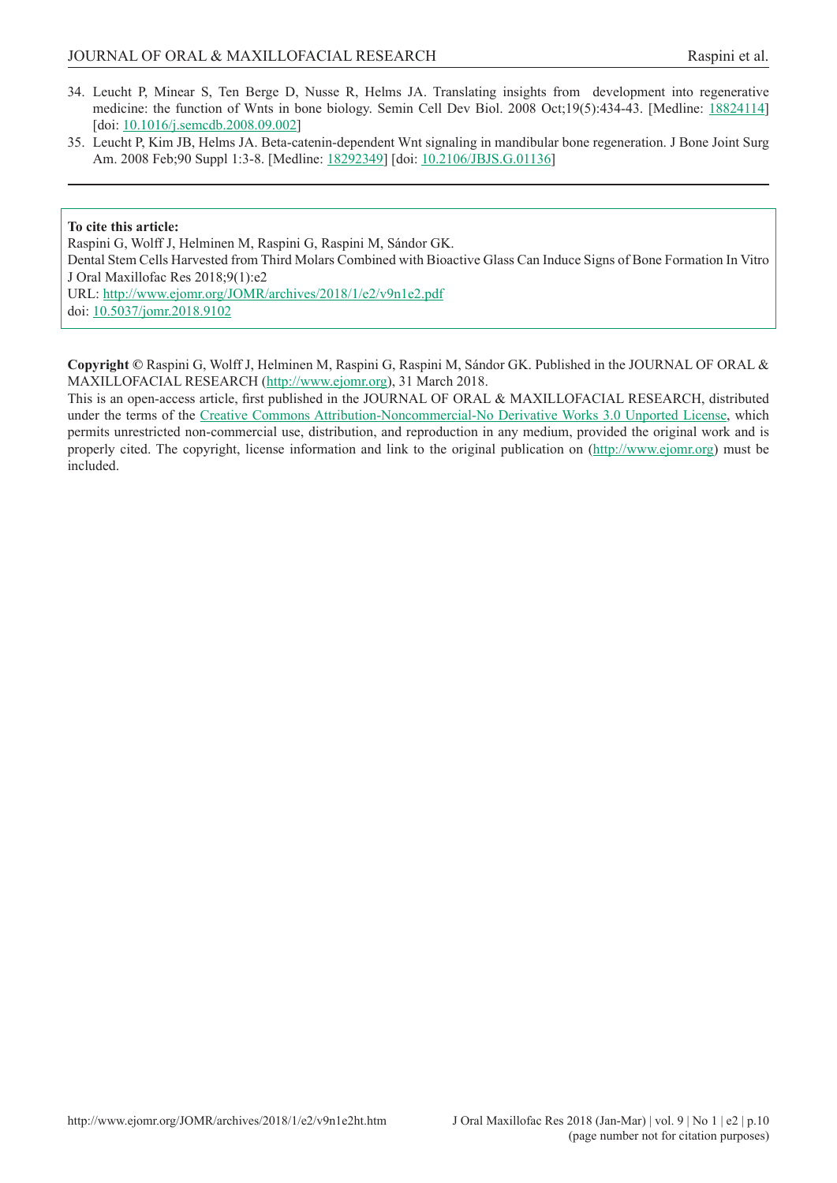34. Leucht P, Minear S, Ten Berge D, Nusse R, Helms JA. Translating insights from development into regenerative medicine: the function of Wnts in bone biology. Semin Cell Dev Biol. 2008 Oct;19(5):434-43. [Medline: 18824114] [doi: 10.1016/j.semcdb.2008.09.002]
35. Leucht P, Kim JB, Helms JA. Beta-catenin-dependent Wnt signaling in mandibular bone regeneration. J Bone Joint Surg Am. 2008 Feb;90 Suppl 1:3-8. [Medline: 18292349] [doi: 10.2106/JBJS.G.01136]

---

**To cite this article:**
Raspini G, Wolff J, Helminen M, Raspini G, Raspini M, Sándor GK.
Dental Stem Cells Harvested from Third Molars Combined with Bioactive Glass Can Induce Signs of Bone Formation In Vitro
J Oral Maxillofac Res 2018;9(1):e2
URL: http://www.ejomr.org/JOMR/archives/2018/1/e2/v9n1e2.pdf
doi: 10.5037/jomr.2018.9102

**Copyright ©** Raspini G, Wolff J, Helminen M, Raspini G, Raspini M, Sándor GK. Published in the JOURNAL OF ORAL & MAXILLOFACIAL RESEARCH (http://www.ejomr.org), 31 March 2018.

This is an open-access article, first published in the JOURNAL OF ORAL & MAXILLOFACIAL RESEARCH, distributed under the terms of the Creative Commons Attribution-Noncommercial-No Derivative Works 3.0 Unported License, which permits unrestricted non-commercial use, distribution, and reproduction in any medium, provided the original work and is properly cited. The copyright, license information and link to the original publication on (http://www.ejomr.org) must be included.